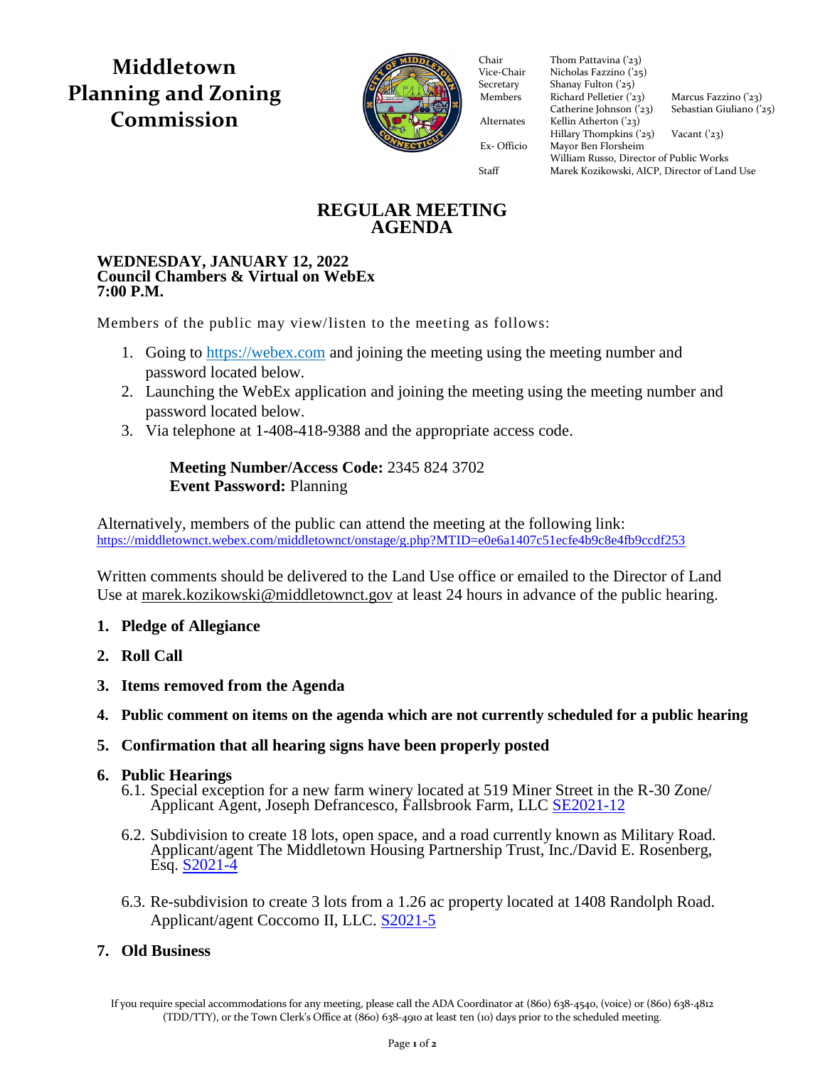# Middletown Planning and Zoning Commission

| | | |
|---|---|---|
| Chair | Thom Pattavina ('23) | |
| Vice-Chair | Nicholas Fazzino ('25) | |
| Secretary | Shanay Fulton ('25) | |
| Members | Richard Pelletier ('23) | Marcus Fazzino ('23) |
| | Catherine Johnson ('23) | Sebastian Giuliano ('25) |
| Alternates | Kellin Atherton ('23) | |
| | Hillary Thompkins ('25) | Vacant ('23) |
| Ex- Officio | Mayor Ben Florsheim | |
| | William Russo, Director of Public Works | |
| Staff | Marek Kozikowski, AICP, Director of Land Use | |

## REGULAR MEETING AGENDA

**WEDNESDAY, JANUARY 12, 2022**
**Council Chambers & Virtual on WebEx**
**7:00 P.M.**

Members of the public may view/listen to the meeting as follows:

1. Going to https://webex.com and joining the meeting using the meeting number and password located below.
2. Launching the WebEx application and joining the meeting using the meeting number and password located below.
3. Via telephone at 1-408-418-9388 and the appropriate access code.

**Meeting Number/Access Code:** 2345 824 3702
**Event Password:** Planning

Alternatively, members of the public can attend the meeting at the following link:
https://middletownct.webex.com/middletownct/onstage/g.php?MTID=e0e6a1407c51ecfe4b9c8e4fb9ccdf253

Written comments should be delivered to the Land Use office or emailed to the Director of Land Use at marek.kozikowski@middletownct.gov at least 24 hours in advance of the public hearing.

1. **Pledge of Allegiance**
2. **Roll Call**
3. **Items removed from the Agenda**
4. **Public comment on items on the agenda which are not currently scheduled for a public hearing**
5. **Confirmation that all hearing signs have been properly posted**
6. **Public Hearings**
   6.1. Special exception for a new farm winery located at 519 Miner Street in the R-30 Zone/ Applicant Agent, Joseph Defrancesco, Fallsbrook Farm, LLC SE2021-12

   6.2. Subdivision to create 18 lots, open space, and a road currently known as Military Road. Applicant/agent The Middletown Housing Partnership Trust, Inc./David E. Rosenberg, Esq. S2021-4

   6.3. Re-subdivision to create 3 lots from a 1.26 ac property located at 1408 Randolph Road. Applicant/agent Coccomo II, LLC. S2021-5
7. **Old Business**

If you require special accommodations for any meeting, please call the ADA Coordinator at (860) 638-4540, (voice) or (860) 638-4812 (TDD/TTY), or the Town Clerk's Office at (860) 638-4910 at least ten (10) days prior to the scheduled meeting.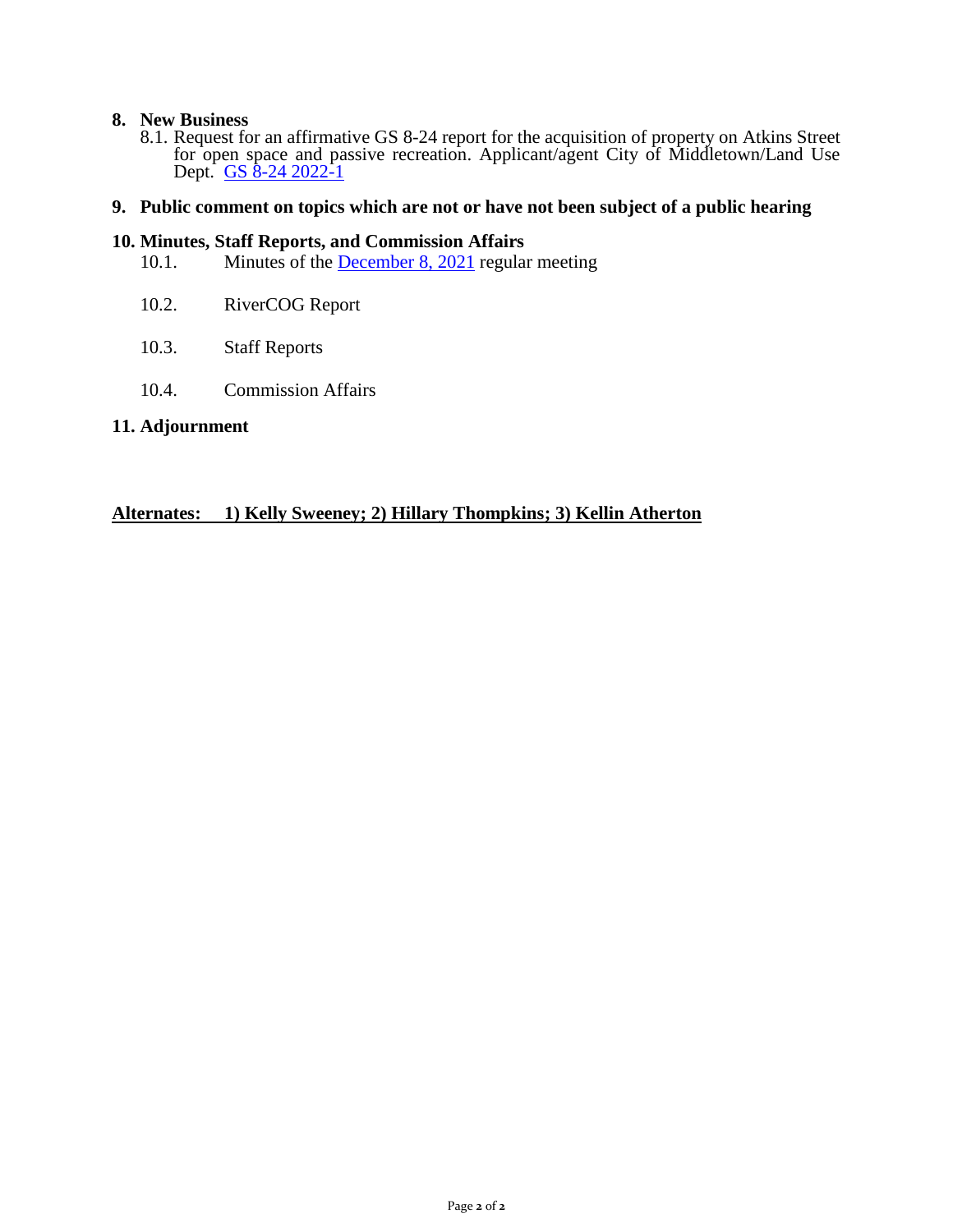**8. New Business**

8.1. Request for an affirmative GS 8-24 report for the acquisition of property on Atkins Street for open space and passive recreation. Applicant/agent City of Middletown/Land Use Dept. GS 8-24 2022-1

**9. Public comment on topics which are not or have not been subject of a public hearing**

**10. Minutes, Staff Reports, and Commission Affairs**

10.1. Minutes of the December 8, 2021 regular meeting

10.2. RiverCOG Report

10.3. Staff Reports

10.4. Commission Affairs

**11. Adjournment**

**Alternates: 1) Kelly Sweeney; 2) Hillary Thompkins; 3) Kellin Atherton**